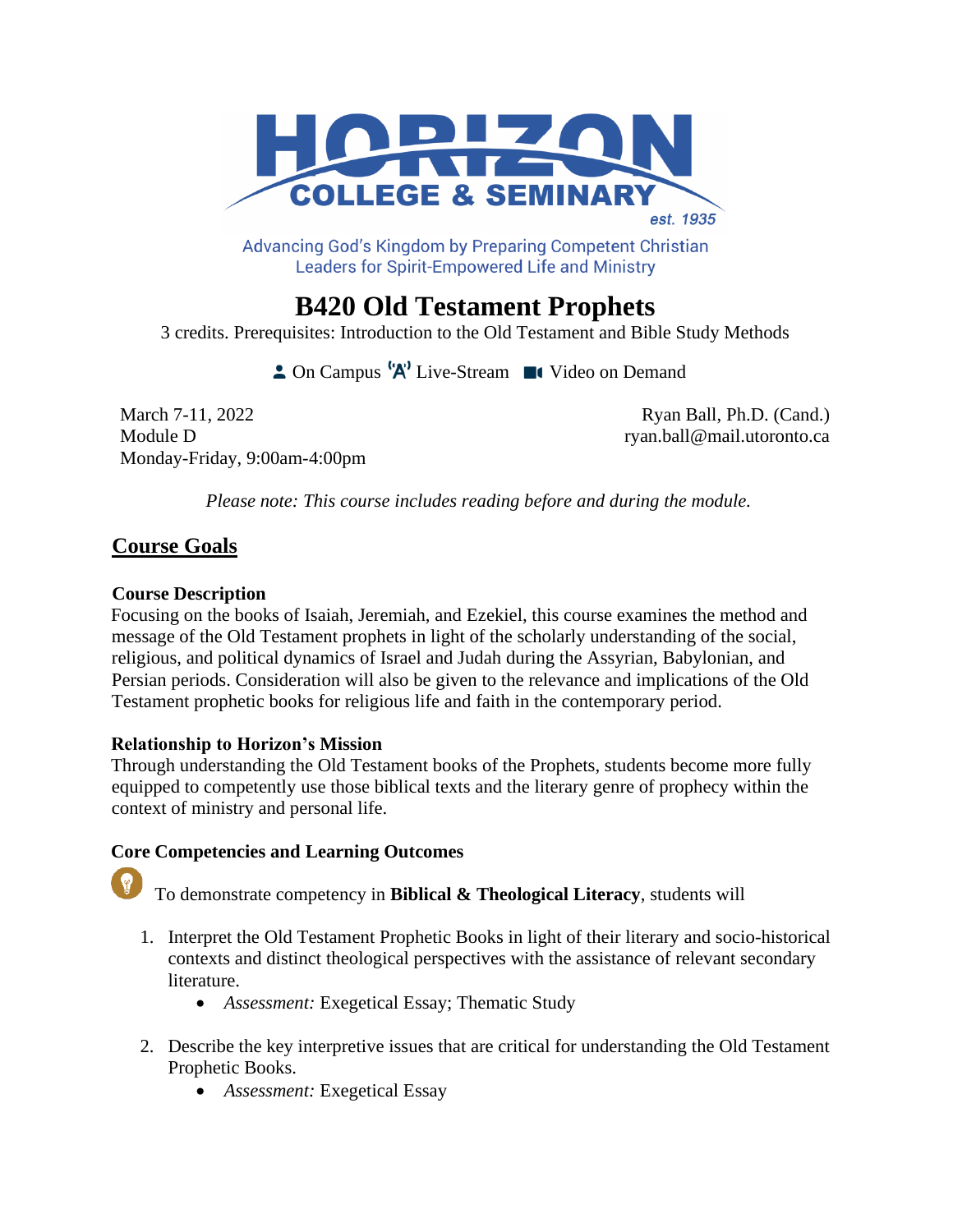HORIZON COLLEGE & SEMINARY est. 1935

Advancing God's Kingdom by Preparing Competent Christian Leaders for Spirit-Empowered Life and Ministry

# B420 Old Testament Prophets

3 credits. Prerequisites: Introduction to the Old Testament and Bible Study Methods

On Campus | Live-Stream | Video on Demand

March 7-11, 2022
Module D
Monday-Friday, 9:00am-4:00pm

Ryan Ball, Ph.D. (Cand.)
ryan.ball@mail.utoronto.ca

*Please note: This course includes reading before and during the module.*

## Course Goals

### Course Description

Focusing on the books of Isaiah, Jeremiah, and Ezekiel, this course examines the method and message of the Old Testament prophets in light of the scholarly understanding of the social, religious, and political dynamics of Israel and Judah during the Assyrian, Babylonian, and Persian periods. Consideration will also be given to the relevance and implications of the Old Testament prophetic books for religious life and faith in the contemporary period.

### Relationship to Horizon's Mission

Through understanding the Old Testament books of the Prophets, students become more fully equipped to competently use those biblical texts and the literary genre of prophecy within the context of ministry and personal life.

### Core Competencies and Learning Outcomes

To demonstrate competency in **Biblical & Theological Literacy**, students will

1. Interpret the Old Testament Prophetic Books in light of their literary and socio-historical contexts and distinct theological perspectives with the assistance of relevant secondary literature.
   - *Assessment:* Exegetical Essay; Thematic Study
2. Describe the key interpretive issues that are critical for understanding the Old Testament Prophetic Books.
   - *Assessment:* Exegetical Essay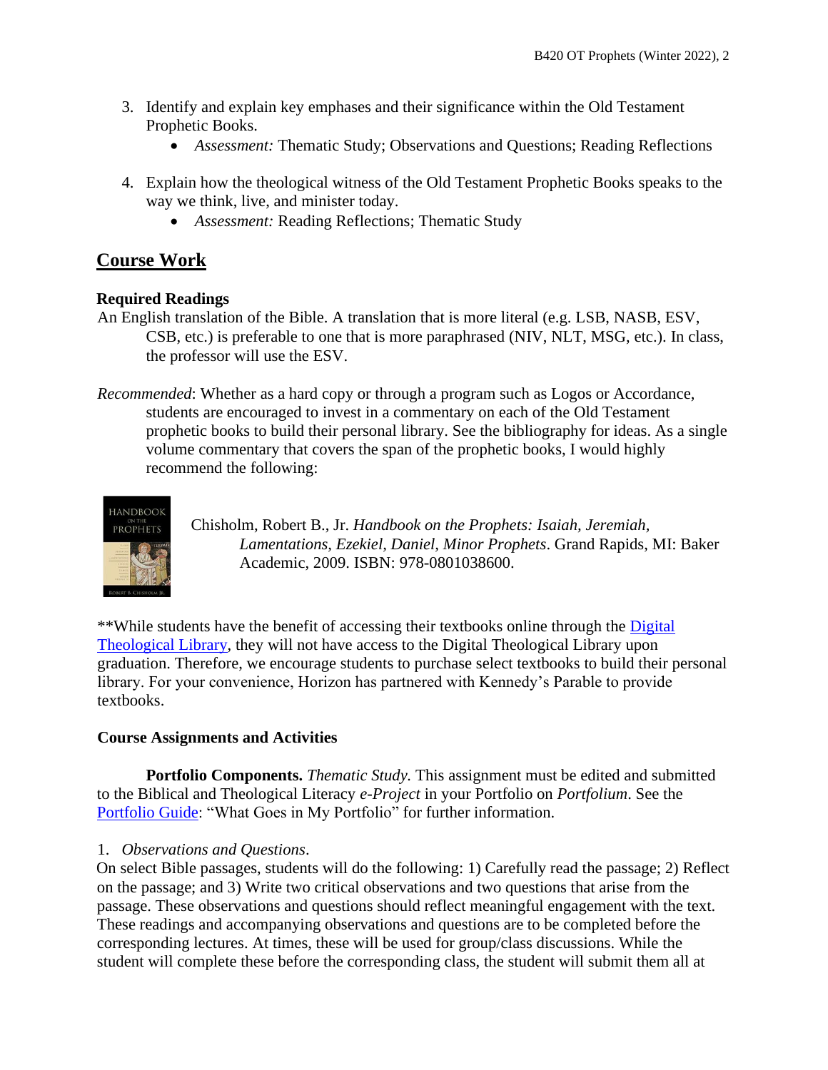3. Identify and explain key emphases and their significance within the Old Testament Prophetic Books.
    - *Assessment:* Thematic Study; Observations and Questions; Reading Reflections

4. Explain how the theological witness of the Old Testament Prophetic Books speaks to the way we think, live, and minister today.
    - *Assessment:* Reading Reflections; Thematic Study

## Course Work

### Required Readings

An English translation of the Bible. A translation that is more literal (e.g. LSB, NASB, ESV, CSB, etc.) is preferable to one that is more paraphrased (NIV, NLT, MSG, etc.). In class, the professor will use the ESV.

*Recommended*: Whether as a hard copy or through a program such as Logos or Accordance, students are encouraged to invest in a commentary on each of the Old Testament prophetic books to build their personal library. See the bibliography for ideas. As a single volume commentary that covers the span of the prophetic books, I would highly recommend the following:

Chisholm, Robert B., Jr. *Handbook on the Prophets: Isaiah, Jeremiah, Lamentations, Ezekiel, Daniel, Minor Prophets*. Grand Rapids, MI: Baker Academic, 2009. ISBN: 978-0801038600.

**While students have the benefit of accessing their textbooks online through the Digital Theological Library, they will not have access to the Digital Theological Library upon graduation. Therefore, we encourage students to purchase select textbooks to build their personal library. For your convenience, Horizon has partnered with Kennedy's Parable to provide textbooks.

### Course Assignments and Activities

**Portfolio Components.** *Thematic Study.* This assignment must be edited and submitted to the Biblical and Theological Literacy *e-Project* in your Portfolio on *Portfolium*. See the Portfolio Guide: "What Goes in My Portfolio" for further information.

1. *Observations and Questions*.

On select Bible passages, students will do the following: 1) Carefully read the passage; 2) Reflect on the passage; and 3) Write two critical observations and two questions that arise from the passage. These observations and questions should reflect meaningful engagement with the text. These readings and accompanying observations and questions are to be completed before the corresponding lectures. At times, these will be used for group/class discussions. While the student will complete these before the corresponding class, the student will submit them all at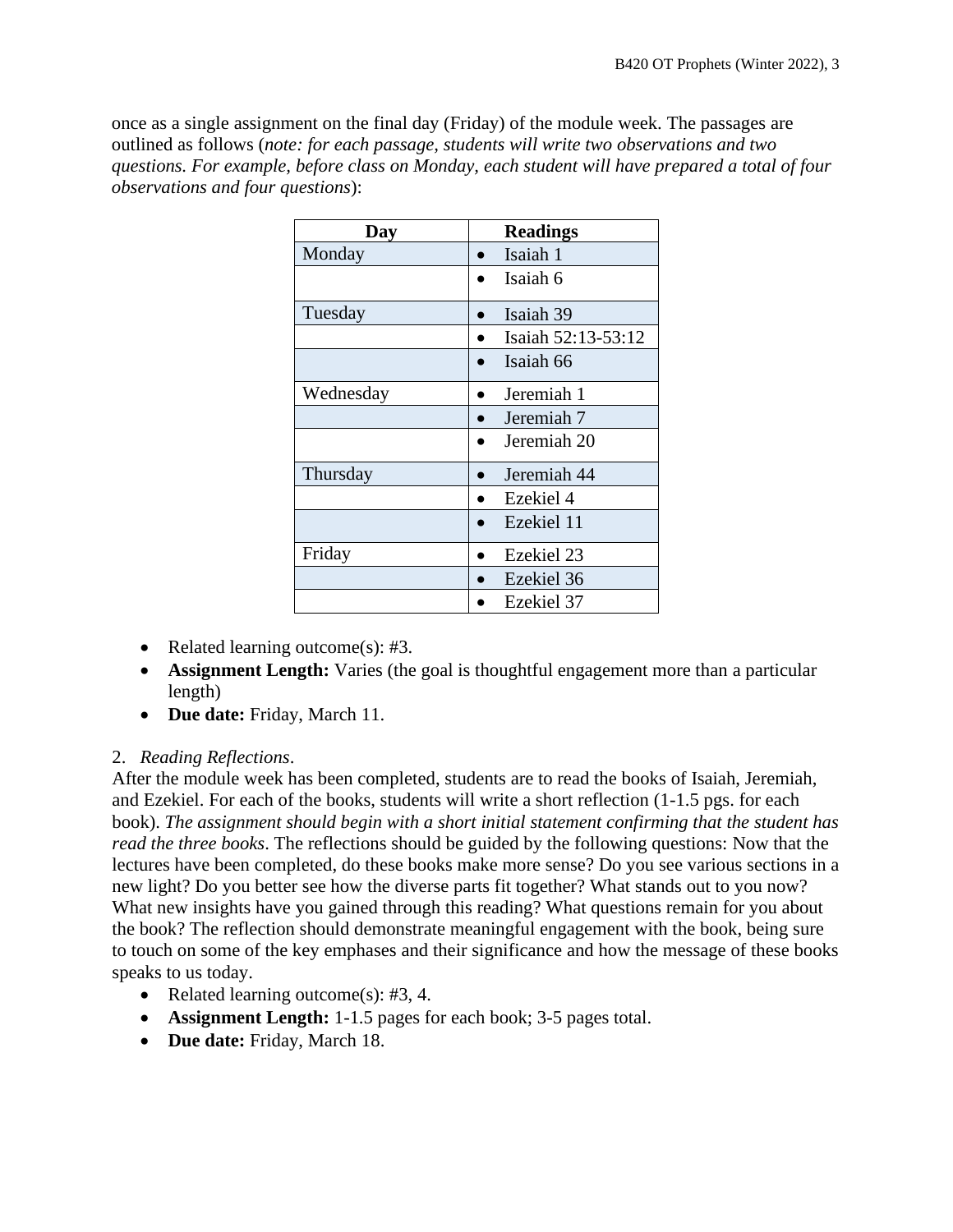once as a single assignment on the final day (Friday) of the module week. The passages are outlined as follows (*note: for each passage, students will write two observations and two questions. For example, before class on Monday, each student will have prepared a total of four observations and four questions*):

| Day | Readings |
|---|---|
| Monday | • Isaiah 1 |
| | • Isaiah 6 |
| Tuesday | • Isaiah 39 |
| | • Isaiah 52:13-53:12 |
| | • Isaiah 66 |
| Wednesday | • Jeremiah 1 |
| | • Jeremiah 7 |
| | • Jeremiah 20 |
| Thursday | • Jeremiah 44 |
| | • Ezekiel 4 |
| | • Ezekiel 11 |
| Friday | • Ezekiel 23 |
| | • Ezekiel 36 |
| | • Ezekiel 37 |

- Related learning outcome(s): #3.
- **Assignment Length:** Varies (the goal is thoughtful engagement more than a particular length)
- **Due date:** Friday, March 11.

2. *Reading Reflections*.

After the module week has been completed, students are to read the books of Isaiah, Jeremiah, and Ezekiel. For each of the books, students will write a short reflection (1-1.5 pgs. for each book). *The assignment should begin with a short initial statement confirming that the student has read the three books*. The reflections should be guided by the following questions: Now that the lectures have been completed, do these books make more sense? Do you see various sections in a new light? Do you better see how the diverse parts fit together? What stands out to you now? What new insights have you gained through this reading? What questions remain for you about the book? The reflection should demonstrate meaningful engagement with the book, being sure to touch on some of the key emphases and their significance and how the message of these books speaks to us today.

- Related learning outcome(s): #3, 4.
- **Assignment Length:** 1-1.5 pages for each book; 3-5 pages total.
- **Due date:** Friday, March 18.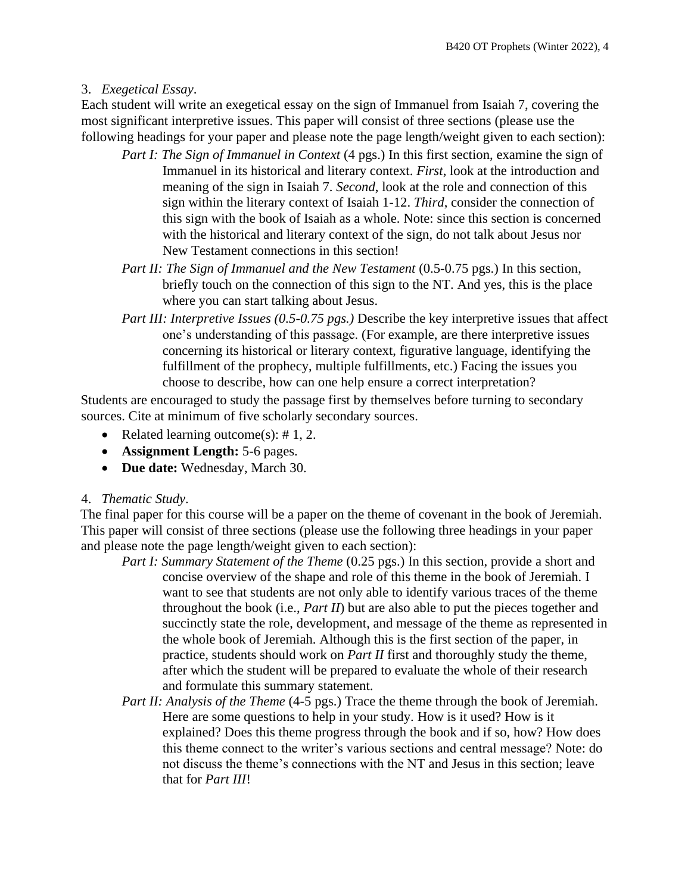3. *Exegetical Essay*.

Each student will write an exegetical essay on the sign of Immanuel from Isaiah 7, covering the most significant interpretive issues. This paper will consist of three sections (please use the following headings for your paper and please note the page length/weight given to each section):

> *Part I: The Sign of Immanuel in Context* (4 pgs.) In this first section, examine the sign of Immanuel in its historical and literary context. *First*, look at the introduction and meaning of the sign in Isaiah 7. *Second*, look at the role and connection of this sign within the literary context of Isaiah 1-12. *Third*, consider the connection of this sign with the book of Isaiah as a whole. Note: since this section is concerned with the historical and literary context of the sign, do not talk about Jesus nor New Testament connections in this section!
>
> *Part II: The Sign of Immanuel and the New Testament* (0.5-0.75 pgs.) In this section, briefly touch on the connection of this sign to the NT. And yes, this is the place where you can start talking about Jesus.
>
> *Part III: Interpretive Issues (0.5-0.75 pgs.)* Describe the key interpretive issues that affect one's understanding of this passage. (For example, are there interpretive issues concerning its historical or literary context, figurative language, identifying the fulfillment of the prophecy, multiple fulfillments, etc.) Facing the issues you choose to describe, how can one help ensure a correct interpretation?

Students are encouraged to study the passage first by themselves before turning to secondary sources. Cite at minimum of five scholarly secondary sources.

- Related learning outcome(s): # 1, 2.
- **Assignment Length:** 5-6 pages.
- **Due date:** Wednesday, March 30.

4. *Thematic Study*.

The final paper for this course will be a paper on the theme of covenant in the book of Jeremiah. This paper will consist of three sections (please use the following three headings in your paper and please note the page length/weight given to each section):

> *Part I: Summary Statement of the Theme* (0.25 pgs.) In this section, provide a short and concise overview of the shape and role of this theme in the book of Jeremiah. I want to see that students are not only able to identify various traces of the theme throughout the book (i.e., *Part II*) but are also able to put the pieces together and succinctly state the role, development, and message of the theme as represented in the whole book of Jeremiah. Although this is the first section of the paper, in practice, students should work on *Part II* first and thoroughly study the theme, after which the student will be prepared to evaluate the whole of their research and formulate this summary statement.
>
> *Part II: Analysis of the Theme* (4-5 pgs.) Trace the theme through the book of Jeremiah. Here are some questions to help in your study. How is it used? How is it explained? Does this theme progress through the book and if so, how? How does this theme connect to the writer's various sections and central message? Note: do not discuss the theme's connections with the NT and Jesus in this section; leave that for *Part III*!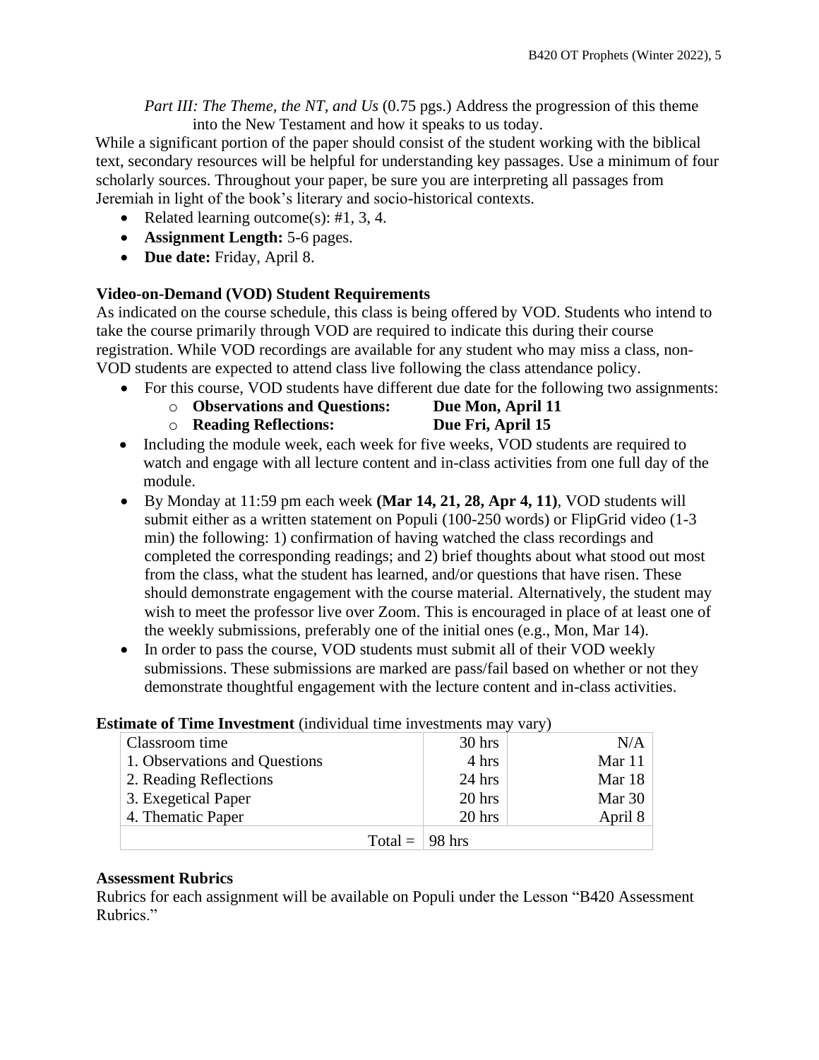*Part III: The Theme, the NT, and Us* (0.75 pgs.) Address the progression of this theme into the New Testament and how it speaks to us today.

While a significant portion of the paper should consist of the student working with the biblical text, secondary resources will be helpful for understanding key passages. Use a minimum of four scholarly sources. Throughout your paper, be sure you are interpreting all passages from Jeremiah in light of the book's literary and socio-historical contexts.

- Related learning outcome(s): #1, 3, 4.
- **Assignment Length:** 5-6 pages.
- **Due date:** Friday, April 8.

**Video-on-Demand (VOD) Student Requirements**

As indicated on the course schedule, this class is being offered by VOD. Students who intend to take the course primarily through VOD are required to indicate this during their course registration. While VOD recordings are available for any student who may miss a class, non-VOD students are expected to attend class live following the class attendance policy.

- For this course, VOD students have different due date for the following two assignments:
  - **Observations and Questions: Due Mon, April 11**
  - **Reading Reflections: Due Fri, April 15**
- Including the module week, each week for five weeks, VOD students are required to watch and engage with all lecture content and in-class activities from one full day of the module.
- By Monday at 11:59 pm each week **(Mar 14, 21, 28, Apr 4, 11)**, VOD students will submit either as a written statement on Populi (100-250 words) or FlipGrid video (1-3 min) the following: 1) confirmation of having watched the class recordings and completed the corresponding readings; and 2) brief thoughts about what stood out most from the class, what the student has learned, and/or questions that have risen. These should demonstrate engagement with the course material. Alternatively, the student may wish to meet the professor live over Zoom. This is encouraged in place of at least one of the weekly submissions, preferably one of the initial ones (e.g., Mon, Mar 14).
- In order to pass the course, VOD students must submit all of their VOD weekly submissions. These submissions are marked are pass/fail based on whether or not they demonstrate thoughtful engagement with the lecture content and in-class activities.

**Estimate of Time Investment** (individual time investments may vary)

| | | |
|---|---|---|
| Classroom time | 30 hrs | N/A |
| 1. Observations and Questions | 4 hrs | Mar 11 |
| 2. Reading Reflections | 24 hrs | Mar 18 |
| 3. Exegetical Paper | 20 hrs | Mar 30 |
| 4. Thematic Paper | 20 hrs | April 8 |
| Total = | 98 hrs | |

**Assessment Rubrics**

Rubrics for each assignment will be available on Populi under the Lesson "B420 Assessment Rubrics."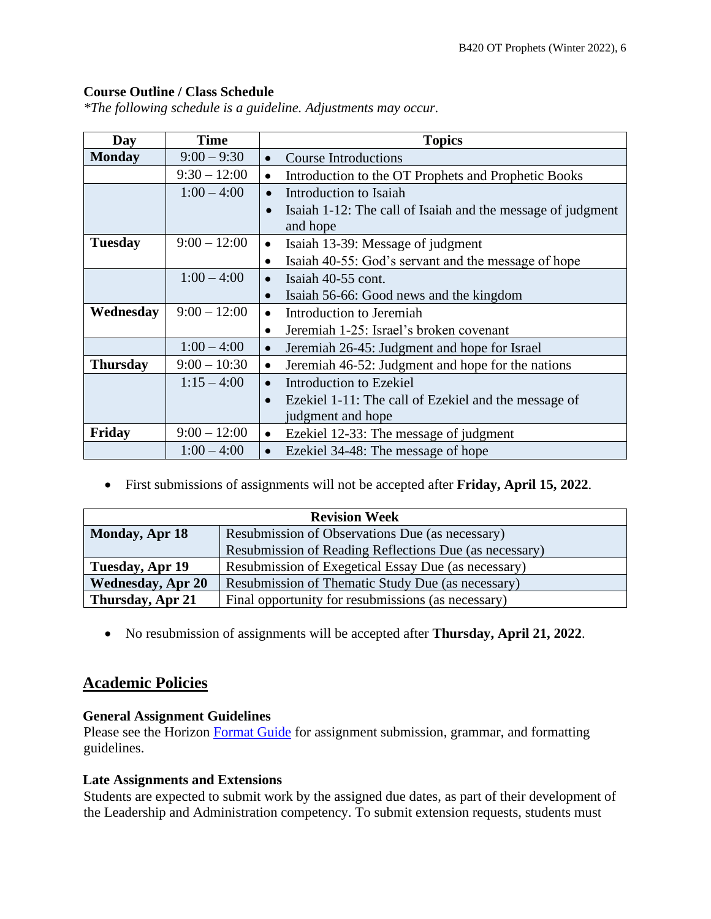**Course Outline / Class Schedule**

*\*The following schedule is a guideline. Adjustments may occur.*

| Day | Time | Topics |
|---|---|---|
| **Monday** | 9:00 – 9:30 | • Course Introductions |
| | 9:30 – 12:00 | • Introduction to the OT Prophets and Prophetic Books |
| | 1:00 – 4:00 | • Introduction to Isaiah<br>• Isaiah 1-12: The call of Isaiah and the message of judgment and hope |
| **Tuesday** | 9:00 – 12:00 | • Isaiah 13-39: Message of judgment<br>• Isaiah 40-55: God's servant and the message of hope |
| | 1:00 – 4:00 | • Isaiah 40-55 cont.<br>• Isaiah 56-66: Good news and the kingdom |
| **Wednesday** | 9:00 – 12:00 | • Introduction to Jeremiah<br>• Jeremiah 1-25: Israel's broken covenant |
| | 1:00 – 4:00 | • Jeremiah 26-45: Judgment and hope for Israel |
| **Thursday** | 9:00 – 10:30 | • Jeremiah 46-52: Judgment and hope for the nations |
| | 1:15 – 4:00 | • Introduction to Ezekiel<br>• Ezekiel 1-11: The call of Ezekiel and the message of judgment and hope |
| **Friday** | 9:00 – 12:00 | • Ezekiel 12-33: The message of judgment |
| | 1:00 – 4:00 | • Ezekiel 34-48: The message of hope |

- First submissions of assignments will not be accepted after **Friday, April 15, 2022**.

| **Revision Week** | |
|---|---|
| **Monday, Apr 18** | Resubmission of Observations Due (as necessary)<br>Resubmission of Reading Reflections Due (as necessary) |
| **Tuesday, Apr 19** | Resubmission of Exegetical Essay Due (as necessary) |
| **Wednesday, Apr 20** | Resubmission of Thematic Study Due (as necessary) |
| **Thursday, Apr 21** | Final opportunity for resubmissions (as necessary) |

- No resubmission of assignments will be accepted after **Thursday, April 21, 2022**.

## Academic Policies

**General Assignment Guidelines**

Please see the Horizon Format Guide for assignment submission, grammar, and formatting guidelines.

**Late Assignments and Extensions**

Students are expected to submit work by the assigned due dates, as part of their development of the Leadership and Administration competency. To submit extension requests, students must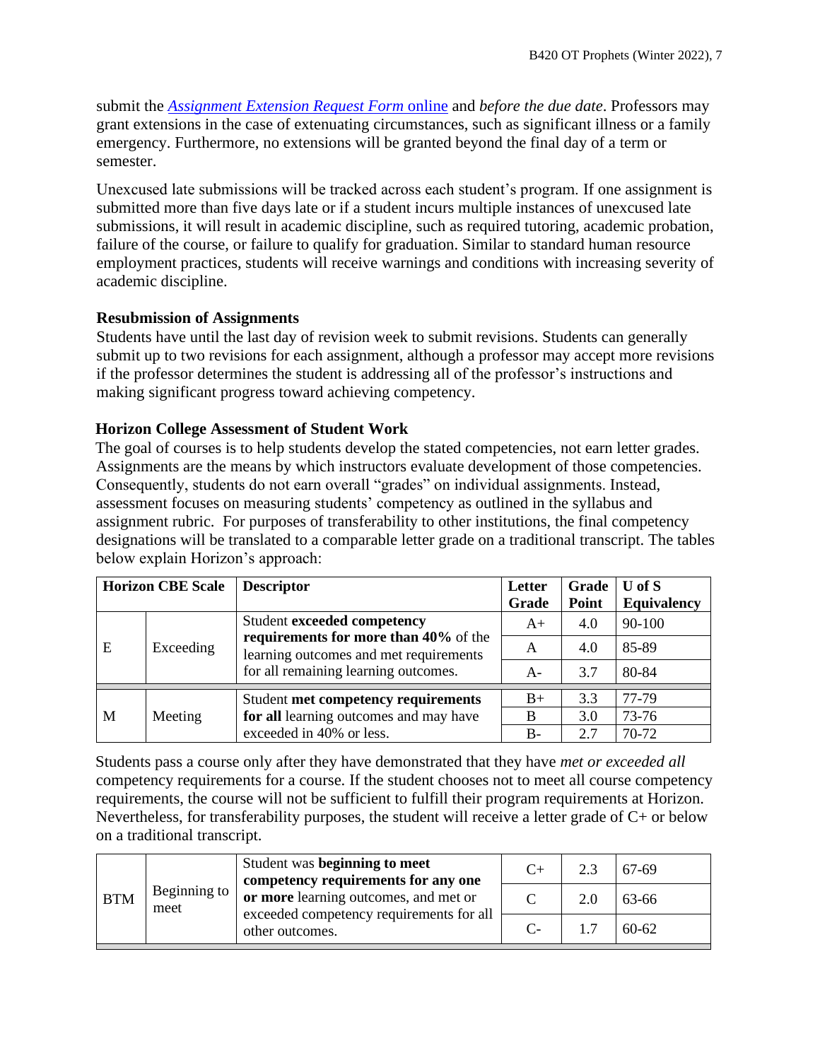submit the [*Assignment Extension Request Form* online]() and *before the due date*. Professors may grant extensions in the case of extenuating circumstances, such as significant illness or a family emergency. Furthermore, no extensions will be granted beyond the final day of a term or semester.

Unexcused late submissions will be tracked across each student's program. If one assignment is submitted more than five days late or if a student incurs multiple instances of unexcused late submissions, it will result in academic discipline, such as required tutoring, academic probation, failure of the course, or failure to qualify for graduation. Similar to standard human resource employment practices, students will receive warnings and conditions with increasing severity of academic discipline.

### Resubmission of Assignments

Students have until the last day of revision week to submit revisions. Students can generally submit up to two revisions for each assignment, although a professor may accept more revisions if the professor determines the student is addressing all of the professor's instructions and making significant progress toward achieving competency.

### Horizon College Assessment of Student Work

The goal of courses is to help students develop the stated competencies, not earn letter grades. Assignments are the means by which instructors evaluate development of those competencies. Consequently, students do not earn overall "grades" on individual assignments. Instead, assessment focuses on measuring students' competency as outlined in the syllabus and assignment rubric. For purposes of transferability to other institutions, the final competency designations will be translated to a comparable letter grade on a traditional transcript. The tables below explain Horizon's approach:

| Horizon CBE Scale | | Descriptor | Letter Grade | Grade Point | U of S Equivalency |
|---|---|---|---|---|---|
| E | Exceeding | Student **exceeded competency requirements for more than 40%** of the learning outcomes and met requirements for all remaining learning outcomes. | A+ | 4.0 | 90-100 |
| | | | A | 4.0 | 85-89 |
| | | | A- | 3.7 | 80-84 |
| M | Meeting | Student **met competency requirements for all** learning outcomes and may have exceeded in 40% or less. | B+ | 3.3 | 77-79 |
| | | | B | 3.0 | 73-76 |
| | | | B- | 2.7 | 70-72 |

Students pass a course only after they have demonstrated that they have *met or exceeded all* competency requirements for a course. If the student chooses not to meet all course competency requirements, the course will not be sufficient to fulfill their program requirements at Horizon. Nevertheless, for transferability purposes, the student will receive a letter grade of C+ or below on a traditional transcript.

| | | | | | |
|---|---|---|---|---|---|
| BTM | Beginning to meet | Student was **beginning to meet competency requirements for any one or more** learning outcomes, and met or exceeded competency requirements for all other outcomes. | C+ | 2.3 | 67-69 |
| | | | C | 2.0 | 63-66 |
| | | | C- | 1.7 | 60-62 |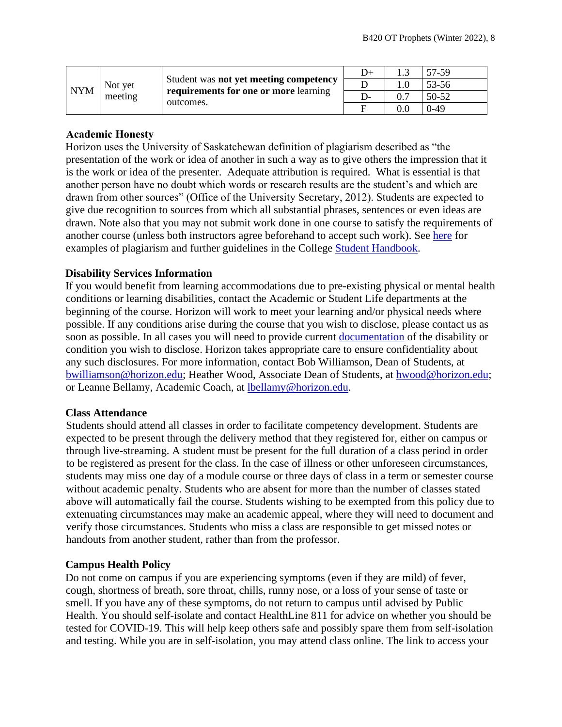| NYM | Not yet meeting | Student was **not yet meeting competency requirements for one or more** learning outcomes. | D+ | 1.3 | 57-59 |
|---|---|---|---|---|---|
| | | | D | 1.0 | 53-56 |
| | | | D- | 0.7 | 50-52 |
| | | | F | 0.0 | 0-49 |

### Academic Honesty

Horizon uses the University of Saskatchewan definition of plagiarism described as "the presentation of the work or idea of another in such a way as to give others the impression that it is the work or idea of the presenter. Adequate attribution is required. What is essential is that another person have no doubt which words or research results are the student's and which are drawn from other sources" (Office of the University Secretary, 2012). Students are expected to give due recognition to sources from which all substantial phrases, sentences or even ideas are drawn. Note also that you may not submit work done in one course to satisfy the requirements of another course (unless both instructors agree beforehand to accept such work). See here for examples of plagiarism and further guidelines in the College Student Handbook.

### Disability Services Information

If you would benefit from learning accommodations due to pre-existing physical or mental health conditions or learning disabilities, contact the Academic or Student Life departments at the beginning of the course. Horizon will work to meet your learning and/or physical needs where possible. If any conditions arise during the course that you wish to disclose, please contact us as soon as possible. In all cases you will need to provide current documentation of the disability or condition you wish to disclose. Horizon takes appropriate care to ensure confidentiality about any such disclosures. For more information, contact Bob Williamson, Dean of Students, at bwilliamson@horizon.edu; Heather Wood, Associate Dean of Students, at hwood@horizon.edu; or Leanne Bellamy, Academic Coach, at lbellamy@horizon.edu.

### Class Attendance

Students should attend all classes in order to facilitate competency development. Students are expected to be present through the delivery method that they registered for, either on campus or through live-streaming. A student must be present for the full duration of a class period in order to be registered as present for the class. In the case of illness or other unforeseen circumstances, students may miss one day of a module course or three days of class in a term or semester course without academic penalty. Students who are absent for more than the number of classes stated above will automatically fail the course. Students wishing to be exempted from this policy due to extenuating circumstances may make an academic appeal, where they will need to document and verify those circumstances. Students who miss a class are responsible to get missed notes or handouts from another student, rather than from the professor.

### Campus Health Policy

Do not come on campus if you are experiencing symptoms (even if they are mild) of fever, cough, shortness of breath, sore throat, chills, runny nose, or a loss of your sense of taste or smell. If you have any of these symptoms, do not return to campus until advised by Public Health. You should self-isolate and contact HealthLine 811 for advice on whether you should be tested for COVID-19. This will help keep others safe and possibly spare them from self-isolation and testing. While you are in self-isolation, you may attend class online. The link to access your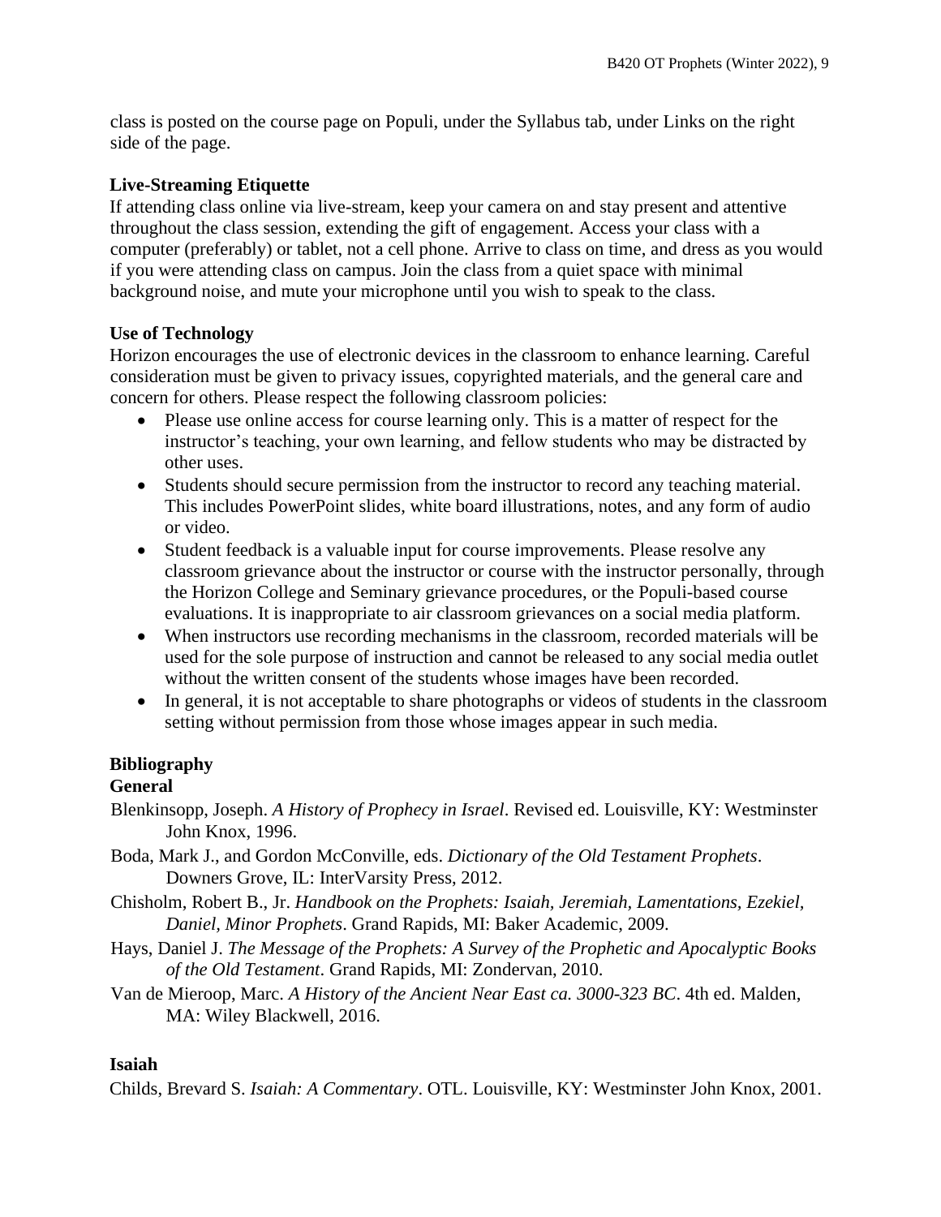class is posted on the course page on Populi, under the Syllabus tab, under Links on the right side of the page.

**Live-Streaming Etiquette**

If attending class online via live-stream, keep your camera on and stay present and attentive throughout the class session, extending the gift of engagement. Access your class with a computer (preferably) or tablet, not a cell phone. Arrive to class on time, and dress as you would if you were attending class on campus. Join the class from a quiet space with minimal background noise, and mute your microphone until you wish to speak to the class.

**Use of Technology**

Horizon encourages the use of electronic devices in the classroom to enhance learning. Careful consideration must be given to privacy issues, copyrighted materials, and the general care and concern for others. Please respect the following classroom policies:

- Please use online access for course learning only. This is a matter of respect for the instructor's teaching, your own learning, and fellow students who may be distracted by other uses.
- Students should secure permission from the instructor to record any teaching material. This includes PowerPoint slides, white board illustrations, notes, and any form of audio or video.
- Student feedback is a valuable input for course improvements. Please resolve any classroom grievance about the instructor or course with the instructor personally, through the Horizon College and Seminary grievance procedures, or the Populi-based course evaluations. It is inappropriate to air classroom grievances on a social media platform.
- When instructors use recording mechanisms in the classroom, recorded materials will be used for the sole purpose of instruction and cannot be released to any social media outlet without the written consent of the students whose images have been recorded.
- In general, it is not acceptable to share photographs or videos of students in the classroom setting without permission from those whose images appear in such media.

**Bibliography**

**General**

Blenkinsopp, Joseph. *A History of Prophecy in Israel*. Revised ed. Louisville, KY: Westminster John Knox, 1996.

Boda, Mark J., and Gordon McConville, eds. *Dictionary of the Old Testament Prophets*. Downers Grove, IL: InterVarsity Press, 2012.

Chisholm, Robert B., Jr. *Handbook on the Prophets: Isaiah, Jeremiah, Lamentations, Ezekiel, Daniel, Minor Prophets*. Grand Rapids, MI: Baker Academic, 2009.

Hays, Daniel J. *The Message of the Prophets: A Survey of the Prophetic and Apocalyptic Books of the Old Testament*. Grand Rapids, MI: Zondervan, 2010.

Van de Mieroop, Marc. *A History of the Ancient Near East ca. 3000-323 BC*. 4th ed. Malden, MA: Wiley Blackwell, 2016.

**Isaiah**

Childs, Brevard S. *Isaiah: A Commentary*. OTL. Louisville, KY: Westminster John Knox, 2001.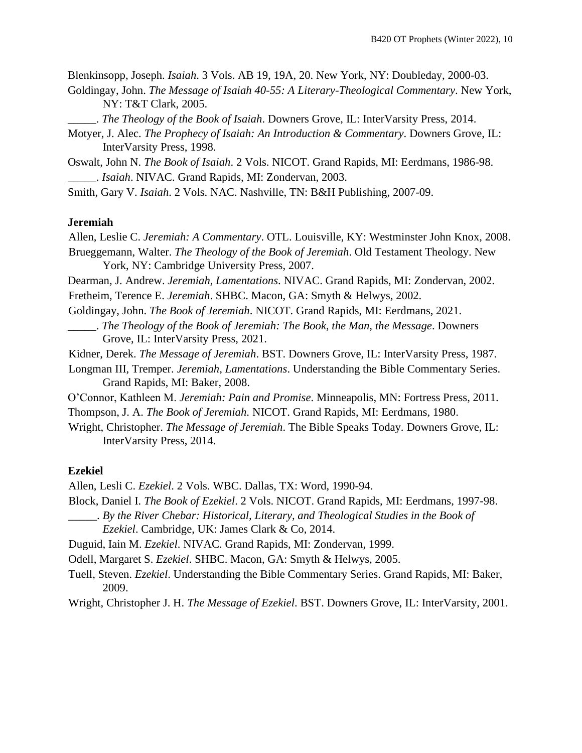Blenkinsopp, Joseph. *Isaiah*. 3 Vols. AB 19, 19A, 20. New York, NY: Doubleday, 2000-03.

Goldingay, John. *The Message of Isaiah 40-55: A Literary-Theological Commentary*. New York, NY: T&T Clark, 2005.

_____. *The Theology of the Book of Isaiah*. Downers Grove, IL: InterVarsity Press, 2014.

Motyer, J. Alec. *The Prophecy of Isaiah: An Introduction & Commentary*. Downers Grove, IL: InterVarsity Press, 1998.

Oswalt, John N. *The Book of Isaiah*. 2 Vols. NICOT. Grand Rapids, MI: Eerdmans, 1986-98.

_____. *Isaiah*. NIVAC. Grand Rapids, MI: Zondervan, 2003.

Smith, Gary V. *Isaiah*. 2 Vols. NAC. Nashville, TN: B&H Publishing, 2007-09.

**Jeremiah**

Allen, Leslie C. *Jeremiah: A Commentary*. OTL. Louisville, KY: Westminster John Knox, 2008.

Brueggemann, Walter. *The Theology of the Book of Jeremiah*. Old Testament Theology. New York, NY: Cambridge University Press, 2007.

Dearman, J. Andrew. *Jeremiah, Lamentations*. NIVAC. Grand Rapids, MI: Zondervan, 2002.

Fretheim, Terence E. *Jeremiah*. SHBC. Macon, GA: Smyth & Helwys, 2002.

Goldingay, John. *The Book of Jeremiah*. NICOT. Grand Rapids, MI: Eerdmans, 2021.

_____. *The Theology of the Book of Jeremiah: The Book, the Man, the Message*. Downers Grove, IL: InterVarsity Press, 2021.

Kidner, Derek. *The Message of Jeremiah*. BST. Downers Grove, IL: InterVarsity Press, 1987.

Longman III, Tremper. *Jeremiah, Lamentations*. Understanding the Bible Commentary Series. Grand Rapids, MI: Baker, 2008.

O'Connor, Kathleen M. *Jeremiah: Pain and Promise*. Minneapolis, MN: Fortress Press, 2011.

Thompson, J. A. *The Book of Jeremiah*. NICOT. Grand Rapids, MI: Eerdmans, 1980.

Wright, Christopher. *The Message of Jeremiah*. The Bible Speaks Today. Downers Grove, IL: InterVarsity Press, 2014.

**Ezekiel**

Allen, Lesli C. *Ezekiel*. 2 Vols. WBC. Dallas, TX: Word, 1990-94.

Block, Daniel I. *The Book of Ezekiel*. 2 Vols. NICOT. Grand Rapids, MI: Eerdmans, 1997-98.

_____. *By the River Chebar: Historical, Literary, and Theological Studies in the Book of Ezekiel*. Cambridge, UK: James Clark & Co, 2014.

Duguid, Iain M. *Ezekiel*. NIVAC. Grand Rapids, MI: Zondervan, 1999.

Odell, Margaret S. *Ezekiel*. SHBC. Macon, GA: Smyth & Helwys, 2005.

Tuell, Steven. *Ezekiel*. Understanding the Bible Commentary Series. Grand Rapids, MI: Baker, 2009.

Wright, Christopher J. H. *The Message of Ezekiel*. BST. Downers Grove, IL: InterVarsity, 2001.